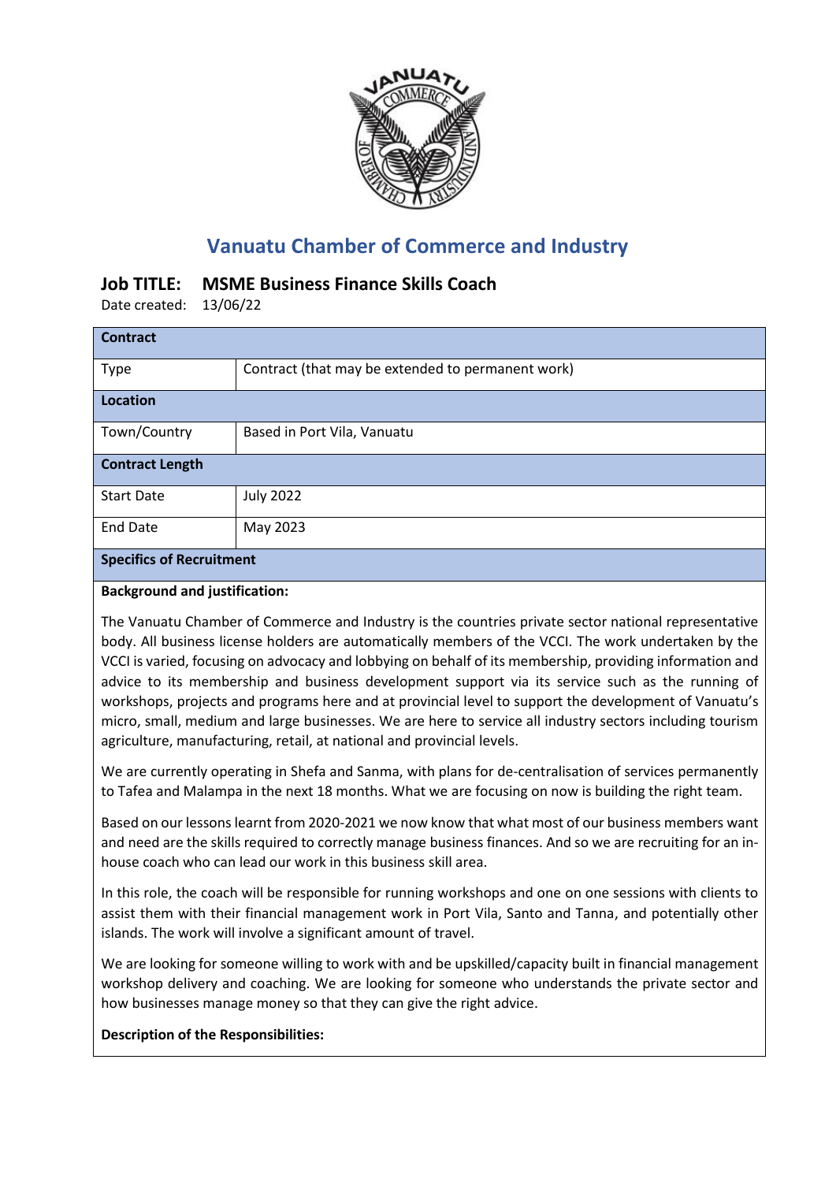# Vanuatu Chamber of Commerce and Industry

## Job TITLE: MSME Business Finance Skills Coach

Date created: 13/06/22

| **Contract** | |
|---|---|
| Type | Contract (that may be extended to permanent work) |
| **Location** | |
| Town/Country | Based in Port Vila, Vanuatu |
| **Contract Length** | |
| Start Date | July 2022 |
| End Date | May 2023 |
| **Specifics of Recruitment** | |

**Background and justification:**

The Vanuatu Chamber of Commerce and Industry is the countries private sector national representative body. All business license holders are automatically members of the VCCI. The work undertaken by the VCCI is varied, focusing on advocacy and lobbying on behalf of its membership, providing information and advice to its membership and business development support via its service such as the running of workshops, projects and programs here and at provincial level to support the development of Vanuatu's micro, small, medium and large businesses. We are here to service all industry sectors including tourism agriculture, manufacturing, retail, at national and provincial levels.

We are currently operating in Shefa and Sanma, with plans for de-centralisation of services permanently to Tafea and Malampa in the next 18 months. What we are focusing on now is building the right team.

Based on our lessons learnt from 2020-2021 we now know that what most of our business members want and need are the skills required to correctly manage business finances. And so we are recruiting for an in-house coach who can lead our work in this business skill area.

In this role, the coach will be responsible for running workshops and one on one sessions with clients to assist them with their financial management work in Port Vila, Santo and Tanna, and potentially other islands. The work will involve a significant amount of travel.

We are looking for someone willing to work with and be upskilled/capacity built in financial management workshop delivery and coaching. We are looking for someone who understands the private sector and how businesses manage money so that they can give the right advice.

**Description of the Responsibilities:**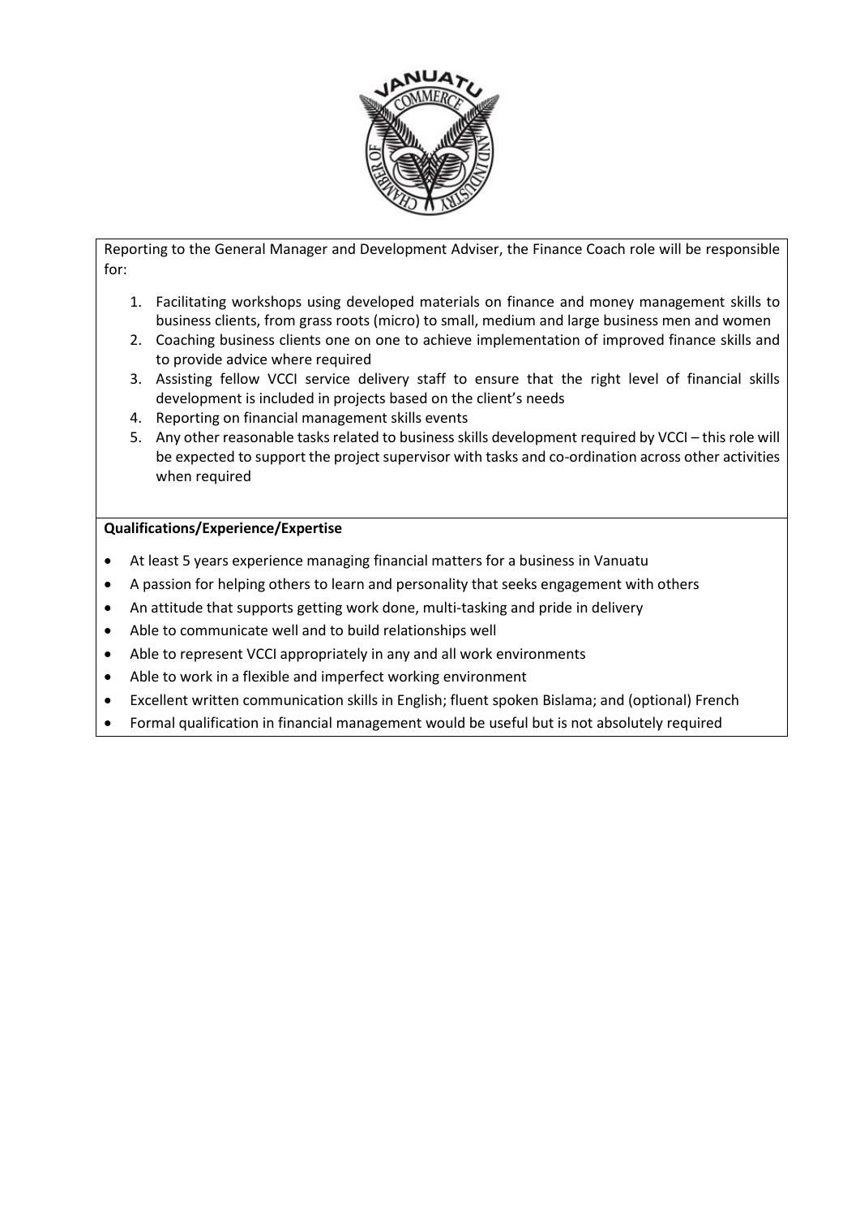Reporting to the General Manager and Development Adviser, the Finance Coach role will be responsible for:

1. Facilitating workshops using developed materials on finance and money management skills to business clients, from grass roots (micro) to small, medium and large business men and women
2. Coaching business clients one on one to achieve implementation of improved finance skills and to provide advice where required
3. Assisting fellow VCCI service delivery staff to ensure that the right level of financial skills development is included in projects based on the client's needs
4. Reporting on financial management skills events
5. Any other reasonable tasks related to business skills development required by VCCI – this role will be expected to support the project supervisor with tasks and co-ordination across other activities when required

**Qualifications/Experience/Expertise**

- At least 5 years experience managing financial matters for a business in Vanuatu
- A passion for helping others to learn and personality that seeks engagement with others
- An attitude that supports getting work done, multi-tasking and pride in delivery
- Able to communicate well and to build relationships well
- Able to represent VCCI appropriately in any and all work environments
- Able to work in a flexible and imperfect working environment
- Excellent written communication skills in English; fluent spoken Bislama; and (optional) French
- Formal qualification in financial management would be useful but is not absolutely required